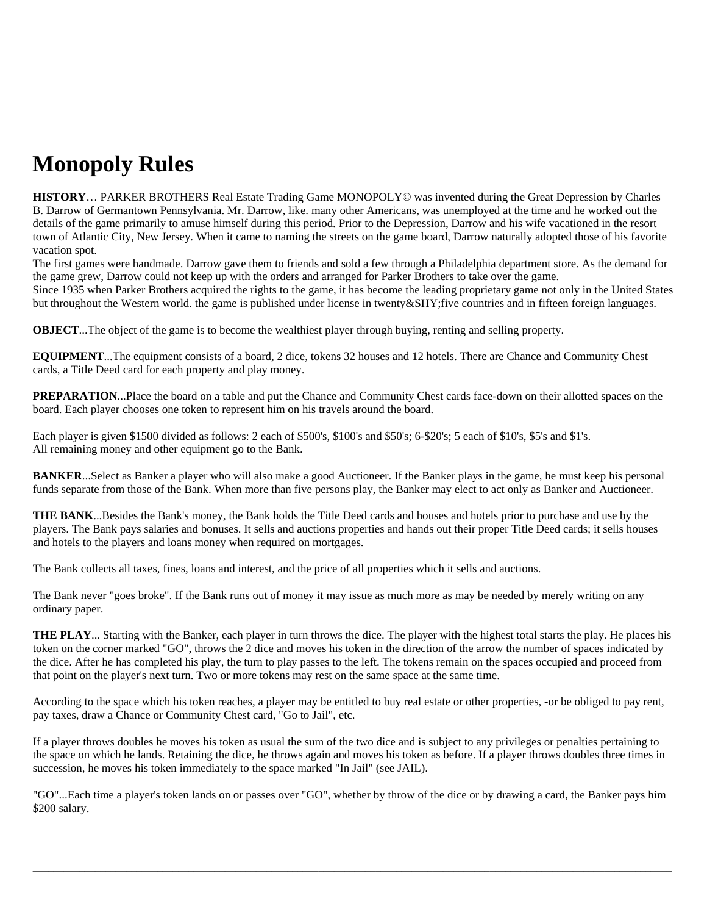# Monopoly Rules

**HISTORY**… PARKER BROTHERS Real Estate Trading Game MONOPOLY© was invented during the Great Depression by Charles B. Darrow of Germantown Pennsylvania. Mr. Darrow, like. many other Americans, was unemployed at the time and he worked out the details of the game primarily to amuse himself during this period. Prior to the Depression, Darrow and his wife vacationed in the resort town of Atlantic City, New Jersey. When it came to naming the streets on the game board, Darrow naturally adopted those of his favorite vacation spot.
The first games were handmade. Darrow gave them to friends and sold a few through a Philadelphia department store. As the demand for the game grew, Darrow could not keep up with the orders and arranged for Parker Brothers to take over the game.
Since 1935 when Parker Brothers acquired the rights to the game, it has become the leading proprietary game not only in the United States but throughout the Western world. the game is published under license in twenty&SHY;five countries and in fifteen foreign languages.

**OBJECT**...The object of the game is to become the wealthiest player through buying, renting and selling property.

**EQUIPMENT**...The equipment consists of a board, 2 dice, tokens 32 houses and 12 hotels. There are Chance and Community Chest cards, a Title Deed card for each property and play money.

**PREPARATION**...Place the board on a table and put the Chance and Community Chest cards face-down on their allotted spaces on the board. Each player chooses one token to represent him on his travels around the board.

Each player is given $1500 divided as follows: 2 each of $500's, $100's and $50's; 6-$20's; 5 each of $10's, $5's and $1's.
All remaining money and other equipment go to the Bank.

**BANKER**...Select as Banker a player who will also make a good Auctioneer. If the Banker plays in the game, he must keep his personal funds separate from those of the Bank. When more than five persons play, the Banker may elect to act only as Banker and Auctioneer.

**THE BANK**...Besides the Bank's money, the Bank holds the Title Deed cards and houses and hotels prior to purchase and use by the players. The Bank pays salaries and bonuses. It sells and auctions properties and hands out their proper Title Deed cards; it sells houses and hotels to the players and loans money when required on mortgages.

The Bank collects all taxes, fines, loans and interest, and the price of all properties which it sells and auctions.

The Bank never "goes broke". If the Bank runs out of money it may issue as much more as may be needed by merely writing on any ordinary paper.

**THE PLAY**... Starting with the Banker, each player in turn throws the dice. The player with the highest total starts the play. He places his token on the corner marked "GO", throws the 2 dice and moves his token in the direction of the arrow the number of spaces indicated by the dice. After he has completed his play, the turn to play passes to the left. The tokens remain on the spaces occupied and proceed from that point on the player's next turn. Two or more tokens may rest on the same space at the same time.

According to the space which his token reaches, a player may be entitled to buy real estate or other properties, -or be obliged to pay rent, pay taxes, draw a Chance or Community Chest card, "Go to Jail", etc.

If a player throws doubles he moves his token as usual the sum of the two dice and is subject to any privileges or penalties pertaining to the space on which he lands. Retaining the dice, he throws again and moves his token as before. If a player throws doubles three times in succession, he moves his token immediately to the space marked "In Jail" (see JAIL).

"GO"...Each time a player's token lands on or passes over "GO", whether by throw of the dice or by drawing a card, the Banker pays him $200 salary.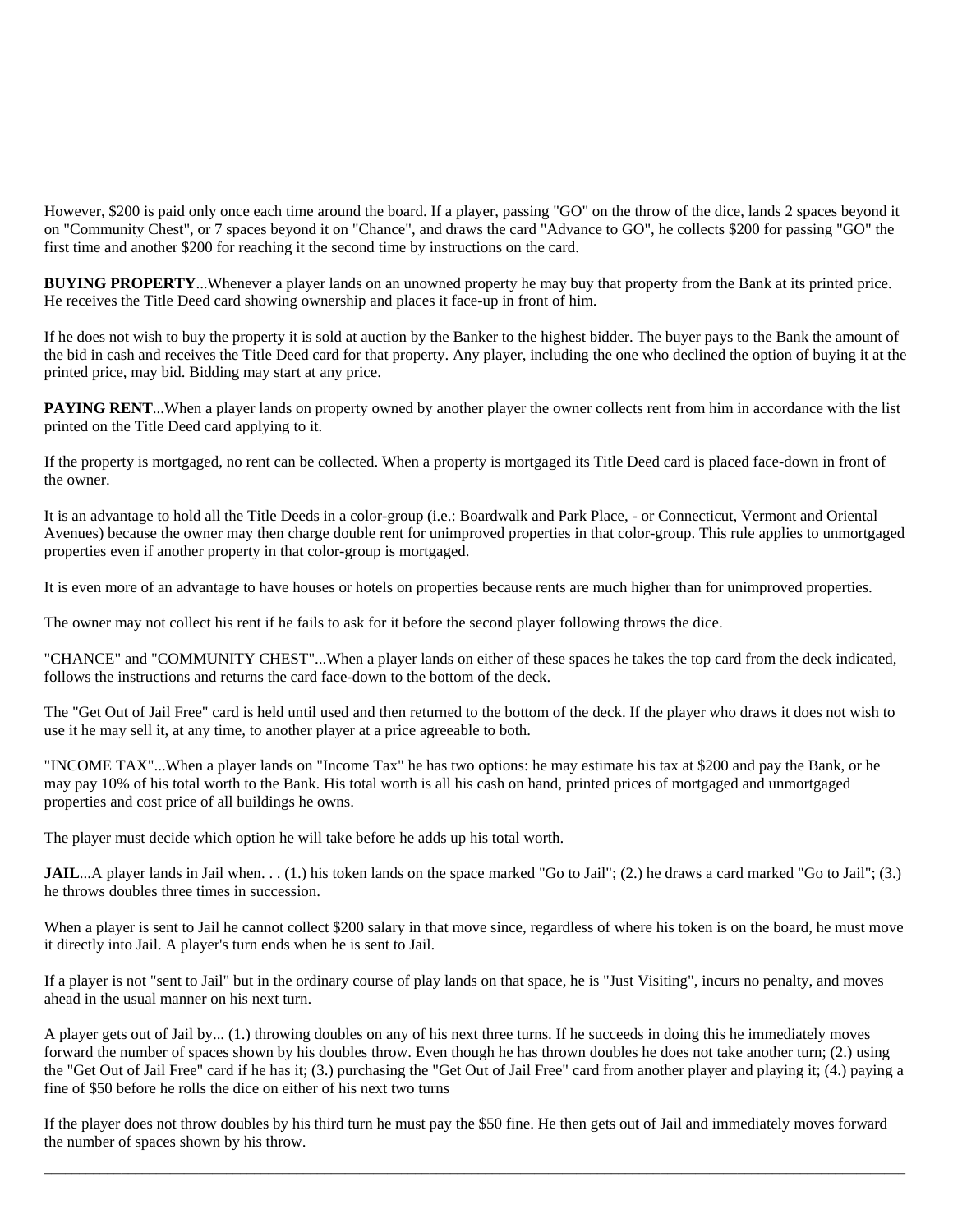However, $200 is paid only once each time around the board. If a player, passing "GO" on the throw of the dice, lands 2 spaces beyond it on "Community Chest", or 7 spaces beyond it on "Chance", and draws the card "Advance to GO", he collects $200 for passing "GO" the first time and another $200 for reaching it the second time by instructions on the card.

**BUYING PROPERTY**...Whenever a player lands on an unowned property he may buy that property from the Bank at its printed price. He receives the Title Deed card showing ownership and places it face-up in front of him.

If he does not wish to buy the property it is sold at auction by the Banker to the highest bidder. The buyer pays to the Bank the amount of the bid in cash and receives the Title Deed card for that property. Any player, including the one who declined the option of buying it at the printed price, may bid. Bidding may start at any price.

**PAYING RENT**...When a player lands on property owned by another player the owner collects rent from him in accordance with the list printed on the Title Deed card applying to it.

If the property is mortgaged, no rent can be collected. When a property is mortgaged its Title Deed card is placed face-down in front of the owner.

It is an advantage to hold all the Title Deeds in a color-group (i.e.: Boardwalk and Park Place, - or Connecticut, Vermont and Oriental Avenues) because the owner may then charge double rent for unimproved properties in that color-group. This rule applies to unmortgaged properties even if another property in that color-group is mortgaged.

It is even more of an advantage to have houses or hotels on properties because rents are much higher than for unimproved properties.

The owner may not collect his rent if he fails to ask for it before the second player following throws the dice.

"CHANCE" and "COMMUNITY CHEST"...When a player lands on either of these spaces he takes the top card from the deck indicated, follows the instructions and returns the card face-down to the bottom of the deck.

The "Get Out of Jail Free" card is held until used and then returned to the bottom of the deck. If the player who draws it does not wish to use it he may sell it, at any time, to another player at a price agreeable to both.

"INCOME TAX"...When a player lands on "Income Tax" he has two options: he may estimate his tax at $200 and pay the Bank, or he may pay 10% of his total worth to the Bank. His total worth is all his cash on hand, printed prices of mortgaged and unmortgaged properties and cost price of all buildings he owns.

The player must decide which option he will take before he adds up his total worth.

**JAIL**...A player lands in Jail when. . . (1.) his token lands on the space marked "Go to Jail"; (2.) he draws a card marked "Go to Jail"; (3.) he throws doubles three times in succession.

When a player is sent to Jail he cannot collect $200 salary in that move since, regardless of where his token is on the board, he must move it directly into Jail. A player's turn ends when he is sent to Jail.

If a player is not "sent to Jail" but in the ordinary course of play lands on that space, he is "Just Visiting", incurs no penalty, and moves ahead in the usual manner on his next turn.

A player gets out of Jail by... (1.) throwing doubles on any of his next three turns. If he succeeds in doing this he immediately moves forward the number of spaces shown by his doubles throw. Even though he has thrown doubles he does not take another turn; (2.) using the "Get Out of Jail Free" card if he has it; (3.) purchasing the "Get Out of Jail Free" card from another player and playing it; (4.) paying a fine of $50 before he rolls the dice on either of his next two turns

If the player does not throw doubles by his third turn he must pay the $50 fine. He then gets out of Jail and immediately moves forward the number of spaces shown by his throw.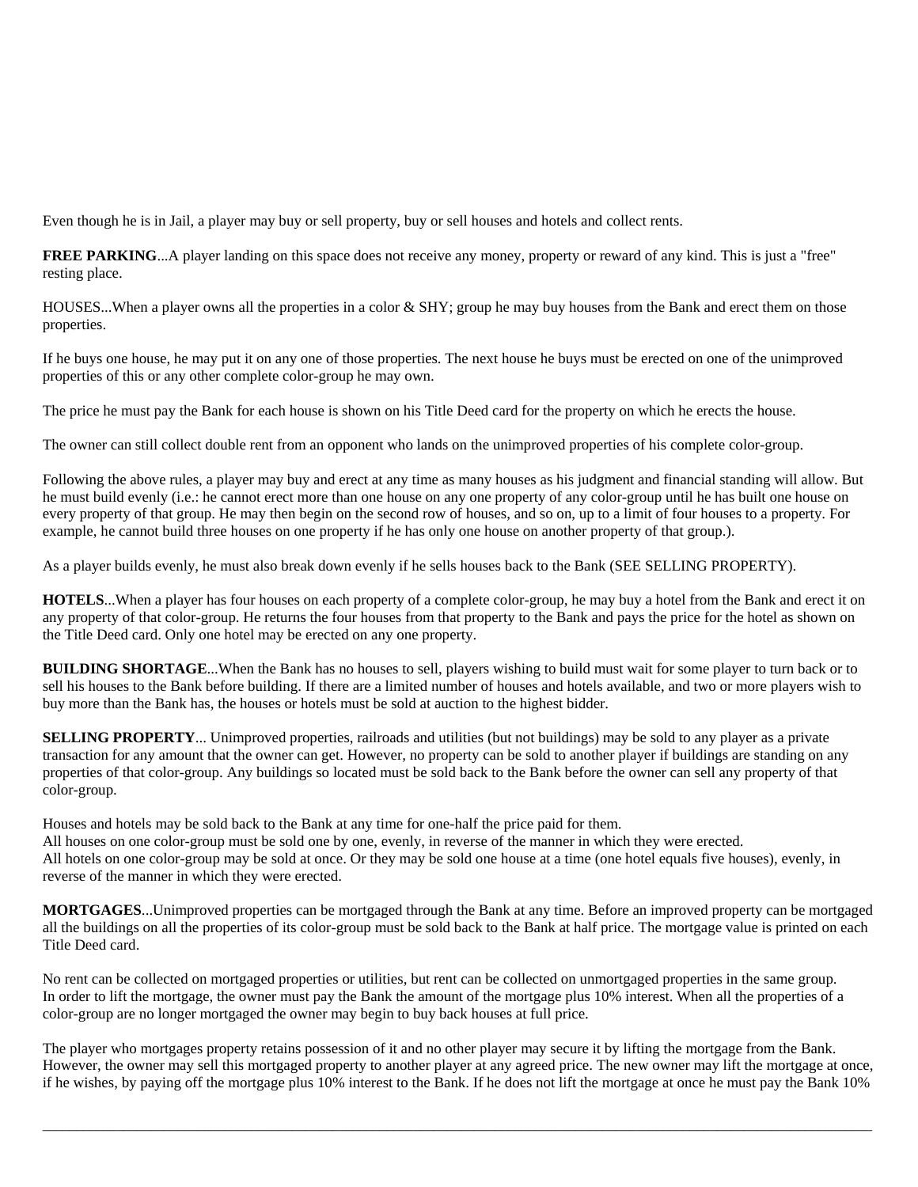Even though he is in Jail, a player may buy or sell property, buy or sell houses and hotels and collect rents.

**FREE PARKING**...A player landing on this space does not receive any money, property or reward of any kind. This is just a "free" resting place.

HOUSES...When a player owns all the properties in a color & SHY; group he may buy houses from the Bank and erect them on those properties.

If he buys one house, he may put it on any one of those properties. The next house he buys must be erected on one of the unimproved properties of this or any other complete color-group he may own.

The price he must pay the Bank for each house is shown on his Title Deed card for the property on which he erects the house.

The owner can still collect double rent from an opponent who lands on the unimproved properties of his complete color-group.

Following the above rules, a player may buy and erect at any time as many houses as his judgment and financial standing will allow. But he must build evenly (i.e.: he cannot erect more than one house on any one property of any color-group until he has built one house on every property of that group. He may then begin on the second row of houses, and so on, up to a limit of four houses to a property. For example, he cannot build three houses on one property if he has only one house on another property of that group.).

As a player builds evenly, he must also break down evenly if he sells houses back to the Bank (SEE SELLING PROPERTY).

**HOTELS**...When a player has four houses on each property of a complete color-group, he may buy a hotel from the Bank and erect it on any property of that color-group. He returns the four houses from that property to the Bank and pays the price for the hotel as shown on the Title Deed card. Only one hotel may be erected on any one property.

**BUILDING SHORTAGE**...When the Bank has no houses to sell, players wishing to build must wait for some player to turn back or to sell his houses to the Bank before building. If there are a limited number of houses and hotels available, and two or more players wish to buy more than the Bank has, the houses or hotels must be sold at auction to the highest bidder.

**SELLING PROPERTY**... Unimproved properties, railroads and utilities (but not buildings) may be sold to any player as a private transaction for any amount that the owner can get. However, no property can be sold to another player if buildings are standing on any properties of that color-group. Any buildings so located must be sold back to the Bank before the owner can sell any property of that color-group.

Houses and hotels may be sold back to the Bank at any time for one-half the price paid for them.
All houses on one color-group must be sold one by one, evenly, in reverse of the manner in which they were erected.
All hotels on one color-group may be sold at once. Or they may be sold one house at a time (one hotel equals five houses), evenly, in reverse of the manner in which they were erected.

**MORTGAGES**...Unimproved properties can be mortgaged through the Bank at any time. Before an improved property can be mortgaged all the buildings on all the properties of its color-group must be sold back to the Bank at half price. The mortgage value is printed on each Title Deed card.

No rent can be collected on mortgaged properties or utilities, but rent can be collected on unmortgaged properties in the same group.
In order to lift the mortgage, the owner must pay the Bank the amount of the mortgage plus 10% interest. When all the properties of a color-group are no longer mortgaged the owner may begin to buy back houses at full price.

The player who mortgages property retains possession of it and no other player may secure it by lifting the mortgage from the Bank. However, the owner may sell this mortgaged property to another player at any agreed price. The new owner may lift the mortgage at once, if he wishes, by paying off the mortgage plus 10% interest to the Bank. If he does not lift the mortgage at once he must pay the Bank 10%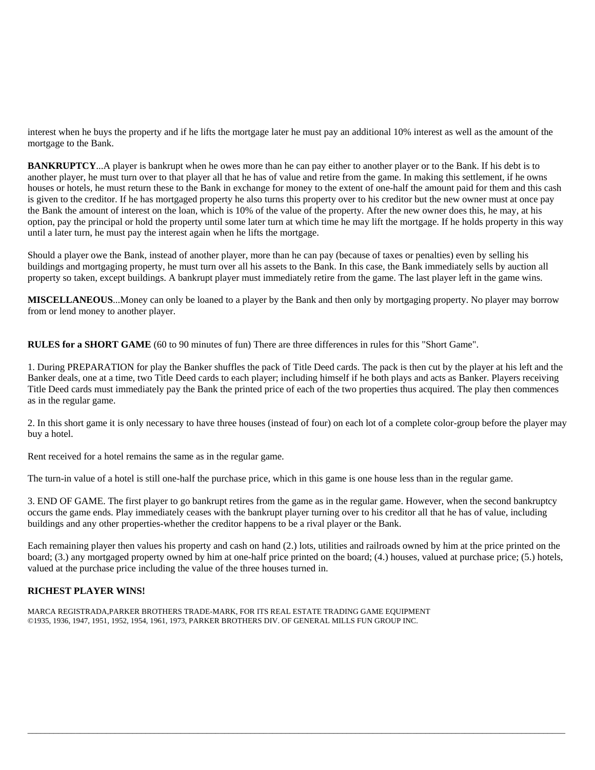interest when he buys the property and if he lifts the mortgage later he must pay an additional 10% interest as well as the amount of the mortgage to the Bank.

**BANKRUPTCY**...A player is bankrupt when he owes more than he can pay either to another player or to the Bank. If his debt is to another player, he must turn over to that player all that he has of value and retire from the game. In making this settlement, if he owns houses or hotels, he must return these to the Bank in exchange for money to the extent of one-half the amount paid for them and this cash is given to the creditor. If he has mortgaged property he also turns this property over to his creditor but the new owner must at once pay the Bank the amount of interest on the loan, which is 10% of the value of the property. After the new owner does this, he may, at his option, pay the principal or hold the property until some later turn at which time he may lift the mortgage. If he holds property in this way until a later turn, he must pay the interest again when he lifts the mortgage.

Should a player owe the Bank, instead of another player, more than he can pay (because of taxes or penalties) even by selling his buildings and mortgaging property, he must turn over all his assets to the Bank. In this case, the Bank immediately sells by auction all property so taken, except buildings. A bankrupt player must immediately retire from the game. The last player left in the game wins.

**MISCELLANEOUS**...Money can only be loaned to a player by the Bank and then only by mortgaging property. No player may borrow from or lend money to another player.

**RULES for a SHORT GAME** (60 to 90 minutes of fun) There are three differences in rules for this "Short Game".

1. During PREPARATION for play the Banker shuffles the pack of Title Deed cards. The pack is then cut by the player at his left and the Banker deals, one at a time, two Title Deed cards to each player; including himself if he both plays and acts as Banker. Players receiving Title Deed cards must immediately pay the Bank the printed price of each of the two properties thus acquired. The play then commences as in the regular game.

2. In this short game it is only necessary to have three houses (instead of four) on each lot of a complete color-group before the player may buy a hotel.

Rent received for a hotel remains the same as in the regular game.

The turn-in value of a hotel is still one-half the purchase price, which in this game is one house less than in the regular game.

3. END OF GAME. The first player to go bankrupt retires from the game as in the regular game. However, when the second bankruptcy occurs the game ends. Play immediately ceases with the bankrupt player turning over to his creditor all that he has of value, including buildings and any other properties-whether the creditor happens to be a rival player or the Bank.

Each remaining player then values his property and cash on hand (2.) lots, utilities and railroads owned by him at the price printed on the board; (3.) any mortgaged property owned by him at one-half price printed on the board; (4.) houses, valued at purchase price; (5.) hotels, valued at the purchase price including the value of the three houses turned in.

**RICHEST PLAYER WINS!**

MARCA REGISTRADA,PARKER BROTHERS TRADE-MARK, FOR ITS REAL ESTATE TRADING GAME EQUIPMENT
©1935, 1936, 1947, 1951, 1952, 1954, 1961, 1973, PARKER BROTHERS DIV. OF GENERAL MILLS FUN GROUP INC.